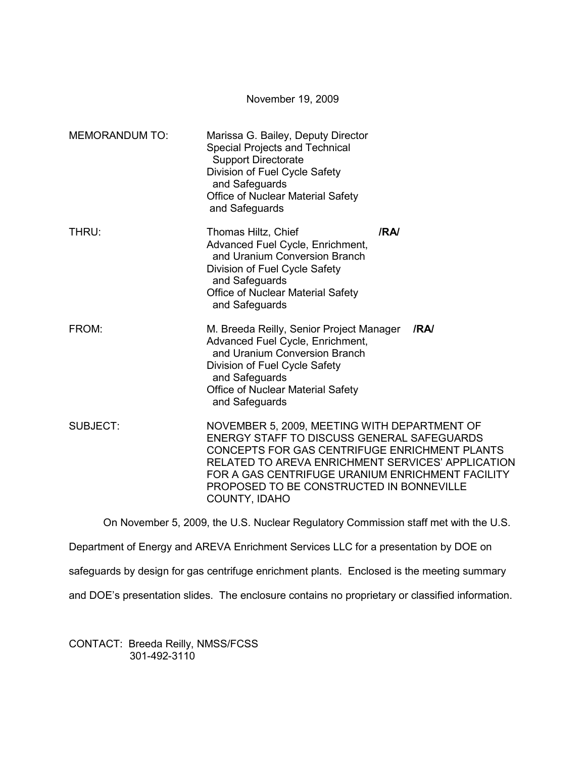November 19, 2009

MEMORANDUM TO: Marissa G. Bailey, Deputy Director
Special Projects and Technical Support Directorate
Division of Fuel Cycle Safety and Safeguards
Office of Nuclear Material Safety and Safeguards

THRU: Thomas Hiltz, Chief /RA/
Advanced Fuel Cycle, Enrichment, and Uranium Conversion Branch
Division of Fuel Cycle Safety and Safeguards
Office of Nuclear Material Safety and Safeguards

FROM: M. Breeda Reilly, Senior Project Manager /RA/
Advanced Fuel Cycle, Enrichment, and Uranium Conversion Branch
Division of Fuel Cycle Safety and Safeguards
Office of Nuclear Material Safety and Safeguards

SUBJECT: NOVEMBER 5, 2009, MEETING WITH DEPARTMENT OF ENERGY STAFF TO DISCUSS GENERAL SAFEGUARDS CONCEPTS FOR GAS CENTRIFUGE ENRICHMENT PLANTS RELATED TO AREVA ENRICHMENT SERVICES' APPLICATION FOR A GAS CENTRIFUGE URANIUM ENRICHMENT FACILITY PROPOSED TO BE CONSTRUCTED IN BONNEVILLE COUNTY, IDAHO

On November 5, 2009, the U.S. Nuclear Regulatory Commission staff met with the U.S. Department of Energy and AREVA Enrichment Services LLC for a presentation by DOE on safeguards by design for gas centrifuge enrichment plants. Enclosed is the meeting summary and DOE's presentation slides. The enclosure contains no proprietary or classified information.

CONTACT: Breeda Reilly, NMSS/FCSS
301-492-3110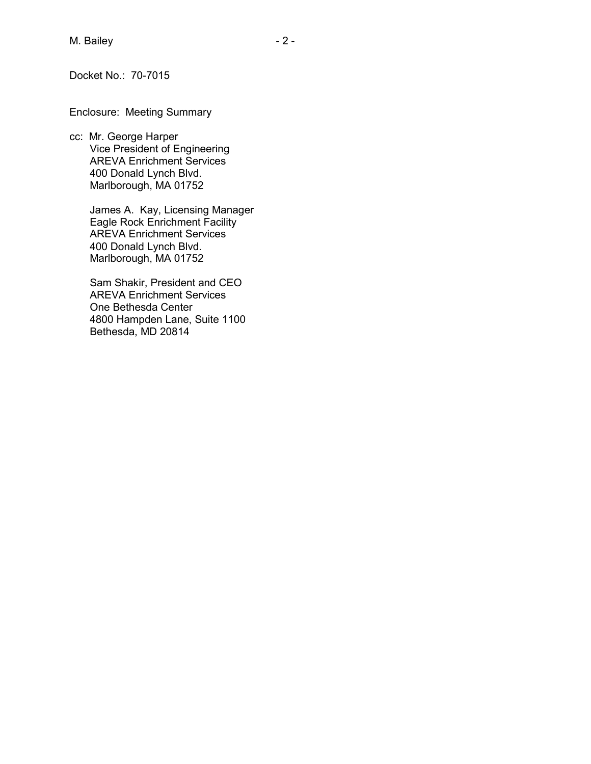Docket No.: 70-7015

Enclosure: Meeting Summary

cc: Mr. George Harper
Vice President of Engineering
AREVA Enrichment Services
400 Donald Lynch Blvd.
Marlborough, MA 01752

James A. Kay, Licensing Manager
Eagle Rock Enrichment Facility
AREVA Enrichment Services
400 Donald Lynch Blvd.
Marlborough, MA 01752

Sam Shakir, President and CEO
AREVA Enrichment Services
One Bethesda Center
4800 Hampden Lane, Suite 1100
Bethesda, MD 20814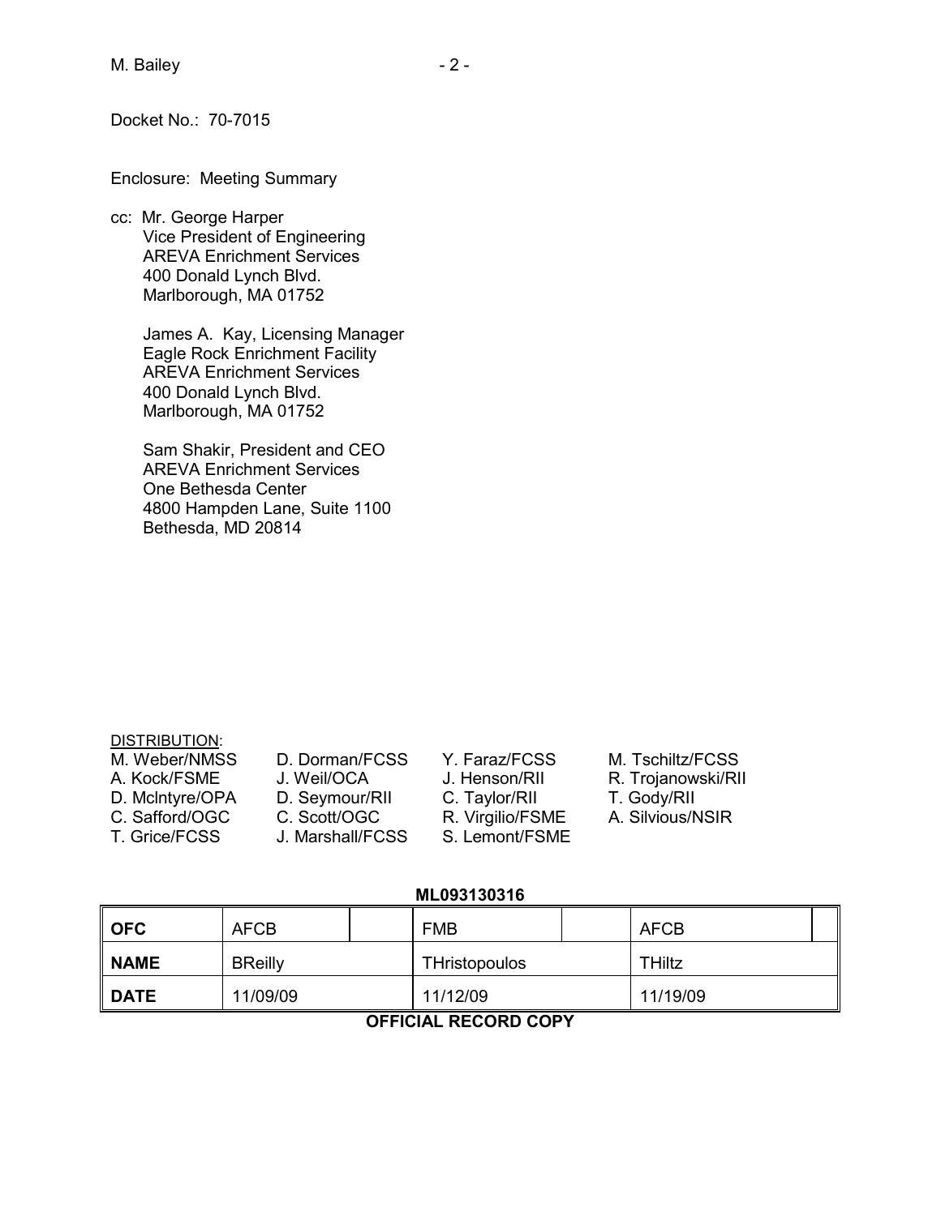Docket No.: 70-7015

Enclosure: Meeting Summary

cc: Mr. George Harper
Vice President of Engineering
AREVA Enrichment Services
400 Donald Lynch Blvd.
Marlborough, MA 01752

James A. Kay, Licensing Manager
Eagle Rock Enrichment Facility
AREVA Enrichment Services
400 Donald Lynch Blvd.
Marlborough, MA 01752

Sam Shakir, President and CEO
AREVA Enrichment Services
One Bethesda Center
4800 Hampden Lane, Suite 1100
Bethesda, MD 20814

DISTRIBUTION:

M. Weber/NMSS
A. Kock/FSME
D. McIntyre/OPA
C. Safford/OGC
T. Grice/FCSS
D. Dorman/FCSS
J. Weil/OCA
D. Seymour/RII
C. Scott/OGC
J. Marshall/FCSS
Y. Faraz/FCSS
J. Henson/RII
C. Taylor/RII
R. Virgilio/FSME
S. Lemont/FSME
M. Tschiltz/FCSS
R. Trojanowski/RII
T. Gody/RII
A. Silvious/NSIR

**ML093130316**

| OFC | AFCB | FMB | AFCB |
|---|---|---|---|
| NAME | BReilly | THristopoulos | THiltz |
| DATE | 11/09/09 | 11/12/09 | 11/19/09 |

**OFFICIAL RECORD COPY**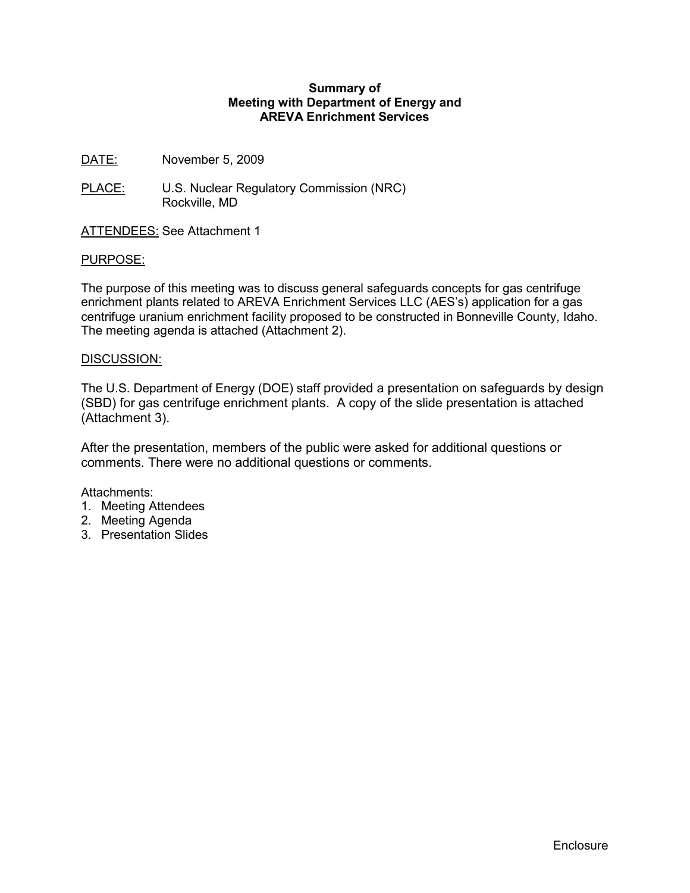**Summary of**
**Meeting with Department of Energy and**
**AREVA Enrichment Services**

DATE: November 5, 2009

PLACE: U.S. Nuclear Regulatory Commission (NRC)
Rockville, MD

ATTENDEES: See Attachment 1

PURPOSE:

The purpose of this meeting was to discuss general safeguards concepts for gas centrifuge enrichment plants related to AREVA Enrichment Services LLC (AES's) application for a gas centrifuge uranium enrichment facility proposed to be constructed in Bonneville County, Idaho. The meeting agenda is attached (Attachment 2).

DISCUSSION:

The U.S. Department of Energy (DOE) staff provided a presentation on safeguards by design (SBD) for gas centrifuge enrichment plants. A copy of the slide presentation is attached (Attachment 3).

After the presentation, members of the public were asked for additional questions or comments. There were no additional questions or comments.

Attachments:
1. Meeting Attendees
2. Meeting Agenda
3. Presentation Slides

Enclosure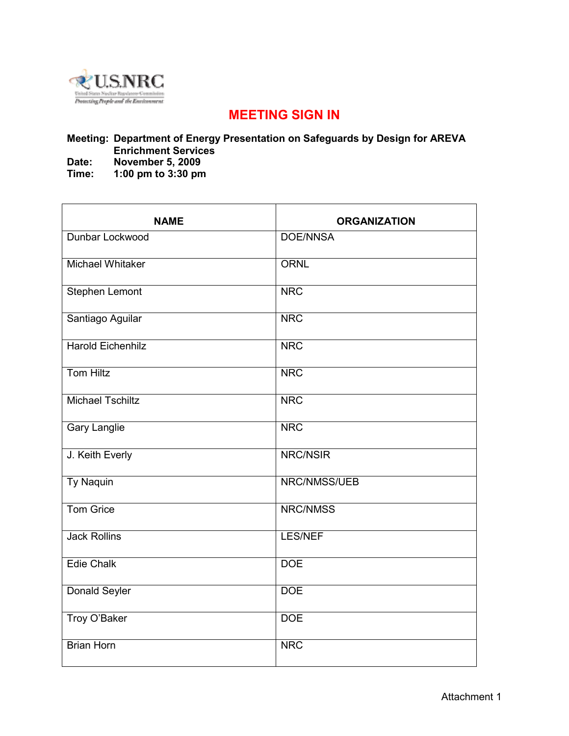# MEETING SIGN IN

**Meeting:** **Department of Energy Presentation on Safeguards by Design for AREVA Enrichment Services**
**Date:** **November 5, 2009**
**Time:** **1:00 pm to 3:30 pm**

| NAME | ORGANIZATION |
|---|---|
| Dunbar Lockwood | DOE/NNSA |
| Michael Whitaker | ORNL |
| Stephen Lemont | NRC |
| Santiago Aguilar | NRC |
| Harold Eichenhilz | NRC |
| Tom Hiltz | NRC |
| Michael Tschiltz | NRC |
| Gary Langlie | NRC |
| J. Keith Everly | NRC/NSIR |
| Ty Naquin | NRC/NMSS/UEB |
| Tom Grice | NRC/NMSS |
| Jack Rollins | LES/NEF |
| Edie Chalk | DOE |
| Donald Seyler | DOE |
| Troy O'Baker | DOE |
| Brian Horn | NRC |

Attachment 1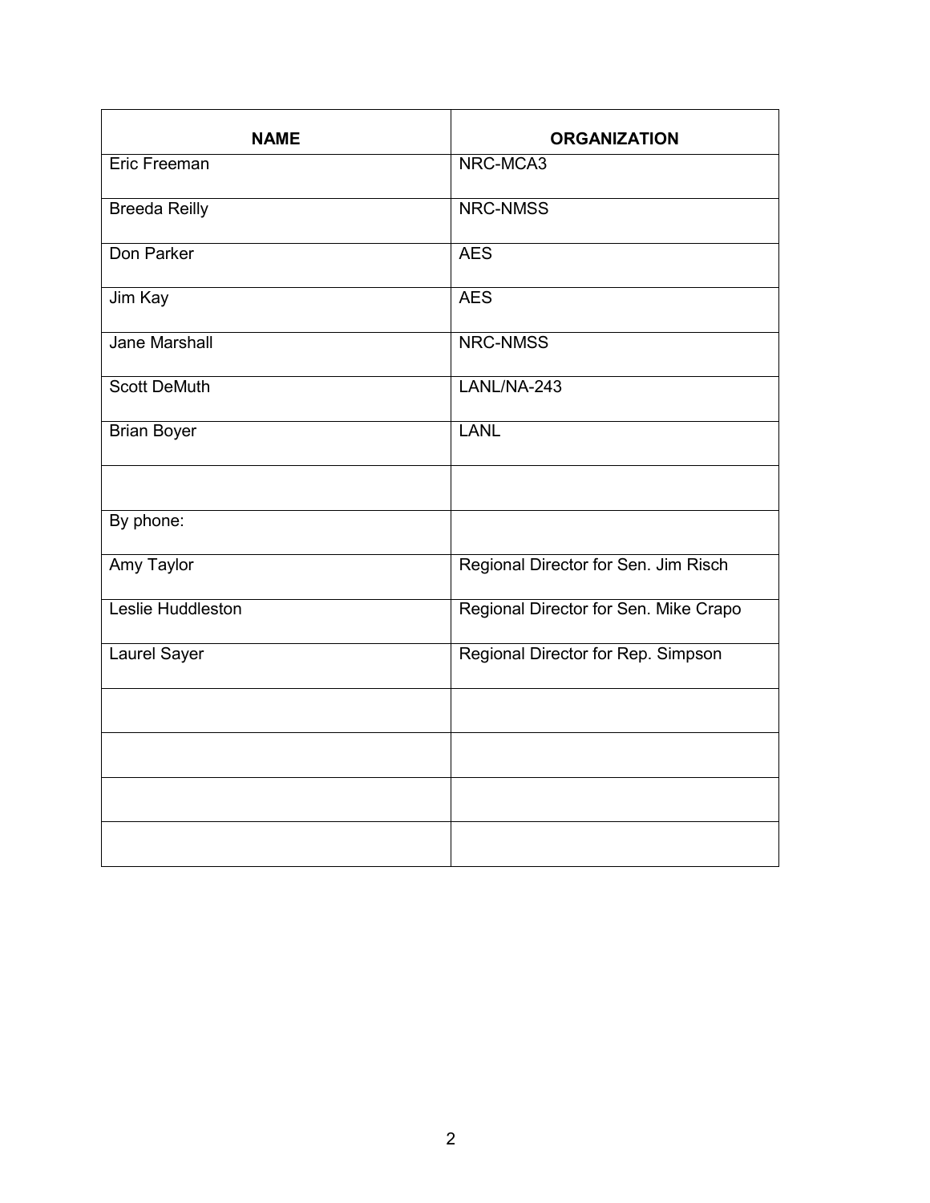| NAME | ORGANIZATION |
|---|---|
| Eric Freeman | NRC-MCA3 |
| Breeda Reilly | NRC-NMSS |
| Don Parker | AES |
| Jim Kay | AES |
| Jane Marshall | NRC-NMSS |
| Scott DeMuth | LANL/NA-243 |
| Brian Boyer | LANL |
| | |
| By phone: | |
| Amy Taylor | Regional Director for Sen. Jim Risch |
| Leslie Huddleston | Regional Director for Sen. Mike Crapo |
| Laurel Sayer | Regional Director for Rep. Simpson |
| | |
| | |
| | |
| | |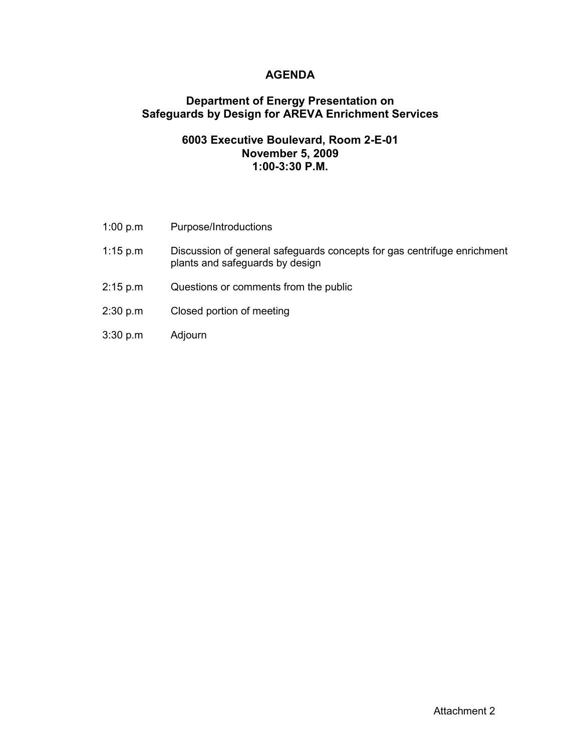# AGENDA

## Department of Energy Presentation on Safeguards by Design for AREVA Enrichment Services

### 6003 Executive Boulevard, Room 2-E-01
### November 5, 2009
### 1:00-3:30 P.M.

| | |
|---|---|
| 1:00 p.m | Purpose/Introductions |
| 1:15 p.m | Discussion of general safeguards concepts for gas centrifuge enrichment plants and safeguards by design |
| 2:15 p.m | Questions or comments from the public |
| 2:30 p.m | Closed portion of meeting |
| 3:30 p.m | Adjourn |

Attachment 2